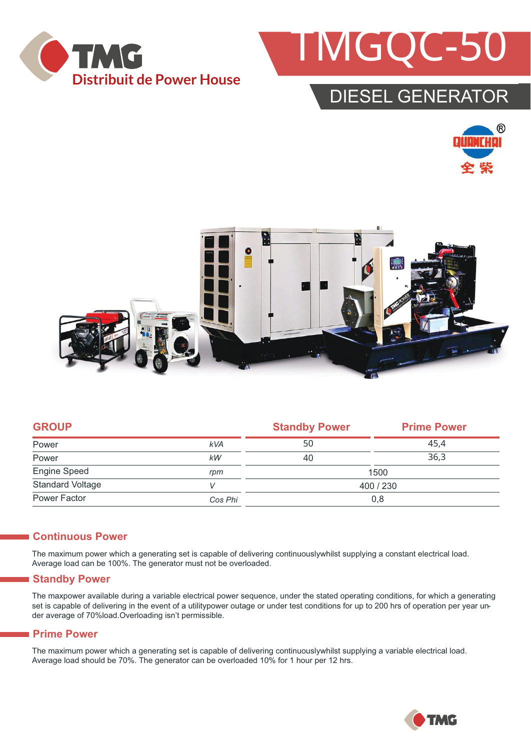TMG

Distribuit de Power House

# TMGQC-50

## DIESEL GENERATOR

QUANCHAI 全柴

| GROUP | | Standby Power | Prime Power |
|---|---|---|---|
| Power | kVA | 50 | 45,4 |
| Power | kW | 40 | 36,3 |
| Engine Speed | rpm | 1500 | |
| Standard Voltage | V | 400 / 230 | |
| Power Factor | Cos Phi | 0,8 | |

## Continuous Power

The maximum power which a generating set is capable of delivering continuouslywhilst supplying a constant electrical load. Average load can be 100%. The generator must not be overloaded.

## Standby Power

The maxpower available during a variable electrical power sequence, under the stated operating conditions, for which a generating set is capable of delivering in the event of a utilitypower outage or under test conditions for up to 200 hrs of operation per year under average of 70%load.Overloading isn't permissible.

## Prime Power

The maximum power which a generating set is capable of delivering continuouslywhilst supplying a variable electrical load. Average load should be 70%. The generator can be overloaded 10% for 1 hour per 12 hrs.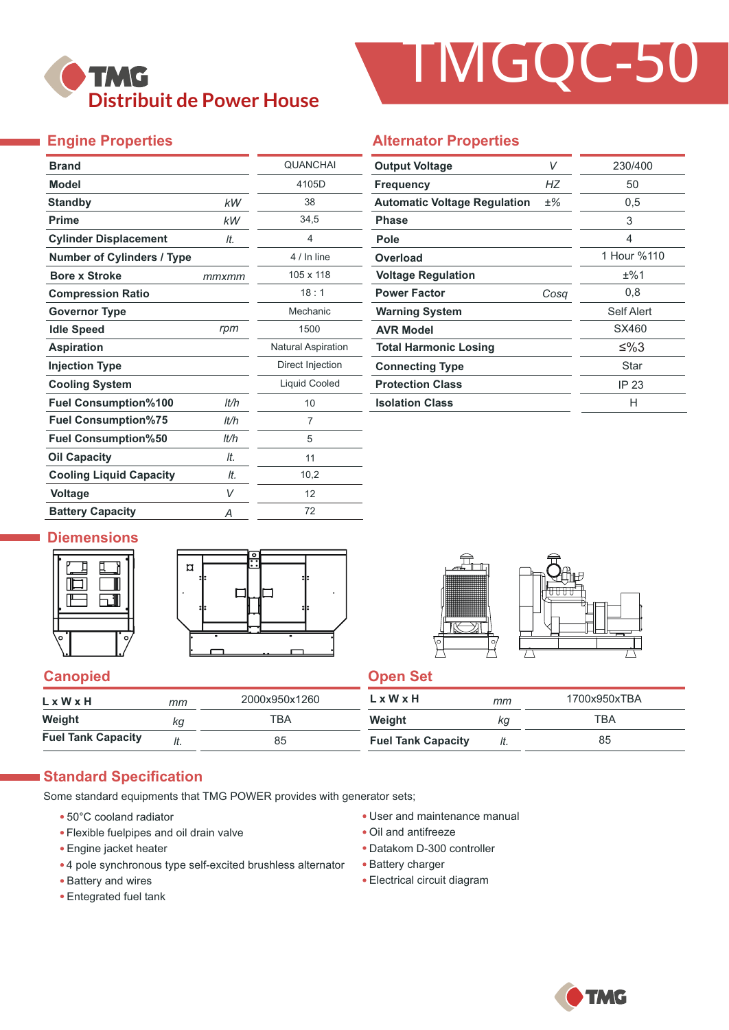TMG

Distribuit de Power House

# TMGQC-50

## Engine Properties

| | | |
|---|---|---|
| **Brand** | | QUANCHAI |
| **Model** | | 4105D |
| **Standby** | *kW* | 38 |
| **Prime** | *kW* | 34,5 |
| **Cylinder Displacement** | *lt.* | 4 |
| **Number of Cylinders / Type** | | 4 / In line |
| **Bore x Stroke** | *mmxmm* | 105 x 118 |
| **Compression Ratio** | | 18 : 1 |
| **Governor Type** | | Mechanic |
| **Idle Speed** | *rpm* | 1500 |
| **Aspiration** | | Natural Aspiration |
| **Injection Type** | | Direct Injection |
| **Cooling System** | | Liquid Cooled |
| **Fuel Consumption%100** | *lt/h* | 10 |
| **Fuel Consumption%75** | *lt/h* | 7 |
| **Fuel Consumption%50** | *lt/h* | 5 |
| **Oil Capacity** | *lt.* | 11 |
| **Cooling Liquid Capacity** | *lt.* | 10,2 |
| **Voltage** | *V* | 12 |
| **Battery Capacity** | *A* | 72 |

## Alternator Properties

| | | |
|---|---|---|
| **Output Voltage** | *V* | 230/400 |
| **Frequency** | *HZ* | 50 |
| **Automatic Voltage Regulation** | ±% | 0,5 |
| **Phase** | | 3 |
| **Pole** | | 4 |
| **Overload** | | 1 Hour %110 |
| **Voltage Regulation** | | ±%1 |
| **Power Factor** | *Cosq* | 0,8 |
| **Warning System** | | Self Alert |
| **AVR Model** | | SX460 |
| **Total Harmonic Losing** | | ≤%3 |
| **Connecting Type** | | Star |
| **Protection Class** | | IP 23 |
| **Isolation Class** | | H |

## Diemensions

### Canopied

| | | |
|---|---|---|
| **L x W x H** | *mm* | 2000x950x1260 |
| **Weight** | *kg* | TBA |
| **Fuel Tank Capacity** | *lt.* | 85 |

### Open Set

| | | |
|---|---|---|
| **L x W x H** | *mm* | 1700x950xTBA |
| **Weight** | *kg* | TBA |
| **Fuel Tank Capacity** | *lt.* | 85 |

## Standard Specification

Some standard equipments that TMG POWER provides with generator sets;

- 50°C cooland radiator
- Flexible fuelpipes and oil drain valve
- Engine jacket heater
- 4 pole synchronous type self-excited brushless alternator
- Battery and wires
- Entegrated fuel tank
- User and maintenance manual
- Oil and antifreeze
- Datakom D-300 controller
- Battery charger
- Electrical circuit diagram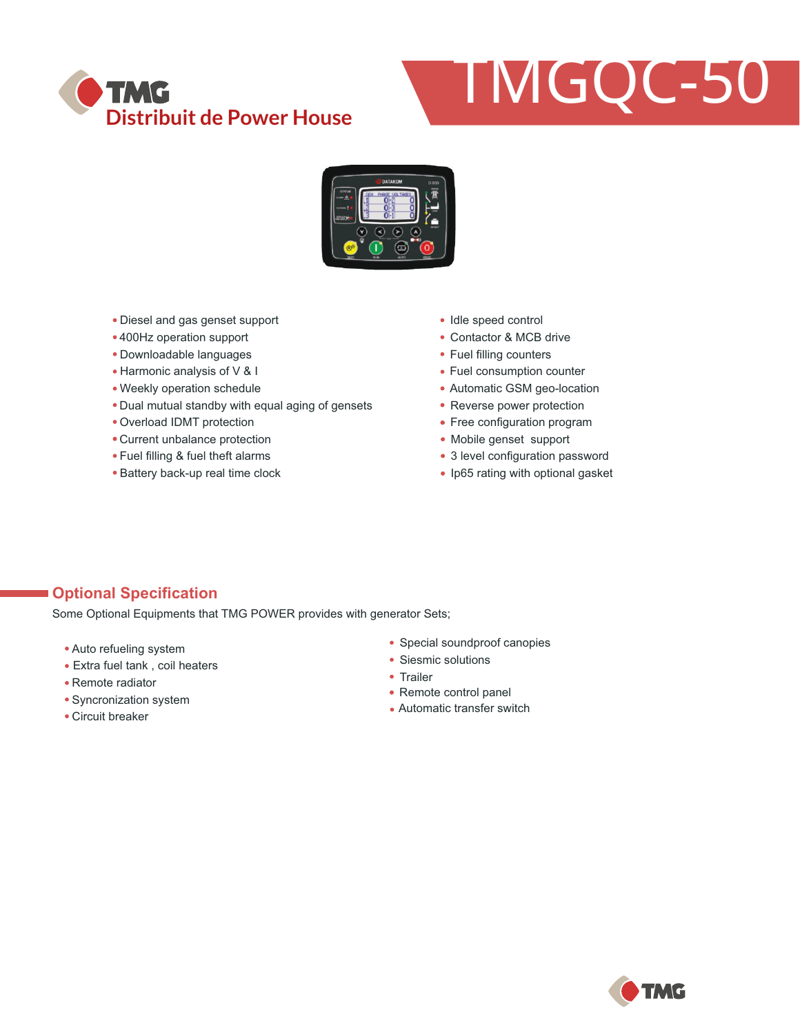TMG
Distribuit de Power House

# TMGQC-50

- Diesel and gas genset support
- 400Hz operation support
- Downloadable languages
- Harmonic analysis of V & I
- Weekly operation schedule
- Dual mutual standby with equal aging of gensets
- Overload IDMT protection
- Current unbalance protection
- Fuel filling & fuel theft alarms
- Battery back-up real time clock
- Idle speed control
- Contactor & MCB drive
- Fuel filling counters
- Fuel consumption counter
- Automatic GSM geo-location
- Reverse power protection
- Free configuration program
- Mobile genset support
- 3 level configuration password
- Ip65 rating with optional gasket

## Optional Specification

Some Optional Equipments that TMG POWER provides with generator Sets;

- Auto refueling system
- Extra fuel tank , coil heaters
- Remote radiator
- Syncronization system
- Circuit breaker
- Special soundproof canopies
- Siesmic solutions
- Trailer
- Remote control panel
- Automatic transfer switch